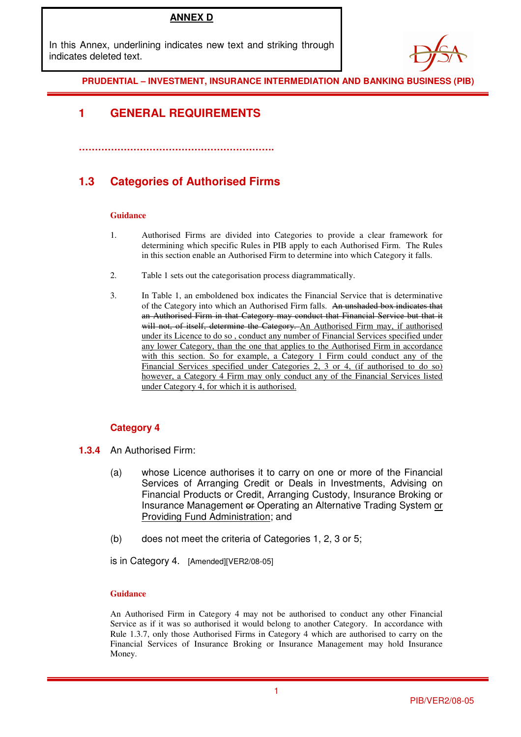**ANNEX D**

In this Annex, underlining indicates new text and striking through indicates deleted text.

**PRUDENTIAL – INVESTMENT, INSURANCE INTERMEDIATION AND BANKING BUSINESS (PIB)**

# 1 GENERAL REQUIREMENTS

**……………………………………………………..**

## 1.3 Categories of Authorised Firms

**Guidance**

1. Authorised Firms are divided into Categories to provide a clear framework for determining which specific Rules in PIB apply to each Authorised Firm. The Rules in this section enable an Authorised Firm to determine into which Category it falls.

2. Table 1 sets out the categorisation process diagrammatically.

3. In Table 1, an emboldened box indicates the Financial Service that is determinative of the Category into which an Authorised Firm falls. ~~An unshaded box indicates that an Authorised Firm in that Category may conduct that Financial Service but that it will not, of itself, determine the Category.~~ <u>An Authorised Firm may, if authorised under its Licence to do so , conduct any number of Financial Services specified under any lower Category, than the one that applies to the Authorised Firm in accordance with this section. So for example, a Category 1 Firm could conduct any of the Financial Services specified under Categories 2, 3 or 4, (if authorised to do so) however, a Category 4 Firm may only conduct any of the Financial Services listed under Category 4, for which it is authorised.</u>

### Category 4

**1.3.4** An Authorised Firm:

(a) whose Licence authorises it to carry on one or more of the Financial Services of Arranging Credit or Deals in Investments, Advising on Financial Products or Credit, Arranging Custody, Insurance Broking or Insurance Management ~~or~~ Operating an Alternative Trading System <u>or Providing Fund Administration</u>; and

(b) does not meet the criteria of Categories 1, 2, 3 or 5;

is in Category 4. [Amended][VER2/08-05]

**Guidance**

An Authorised Firm in Category 4 may not be authorised to conduct any other Financial Service as if it was so authorised it would belong to another Category. In accordance with Rule 1.3.7, only those Authorised Firms in Category 4 which are authorised to carry on the Financial Services of Insurance Broking or Insurance Management may hold Insurance Money.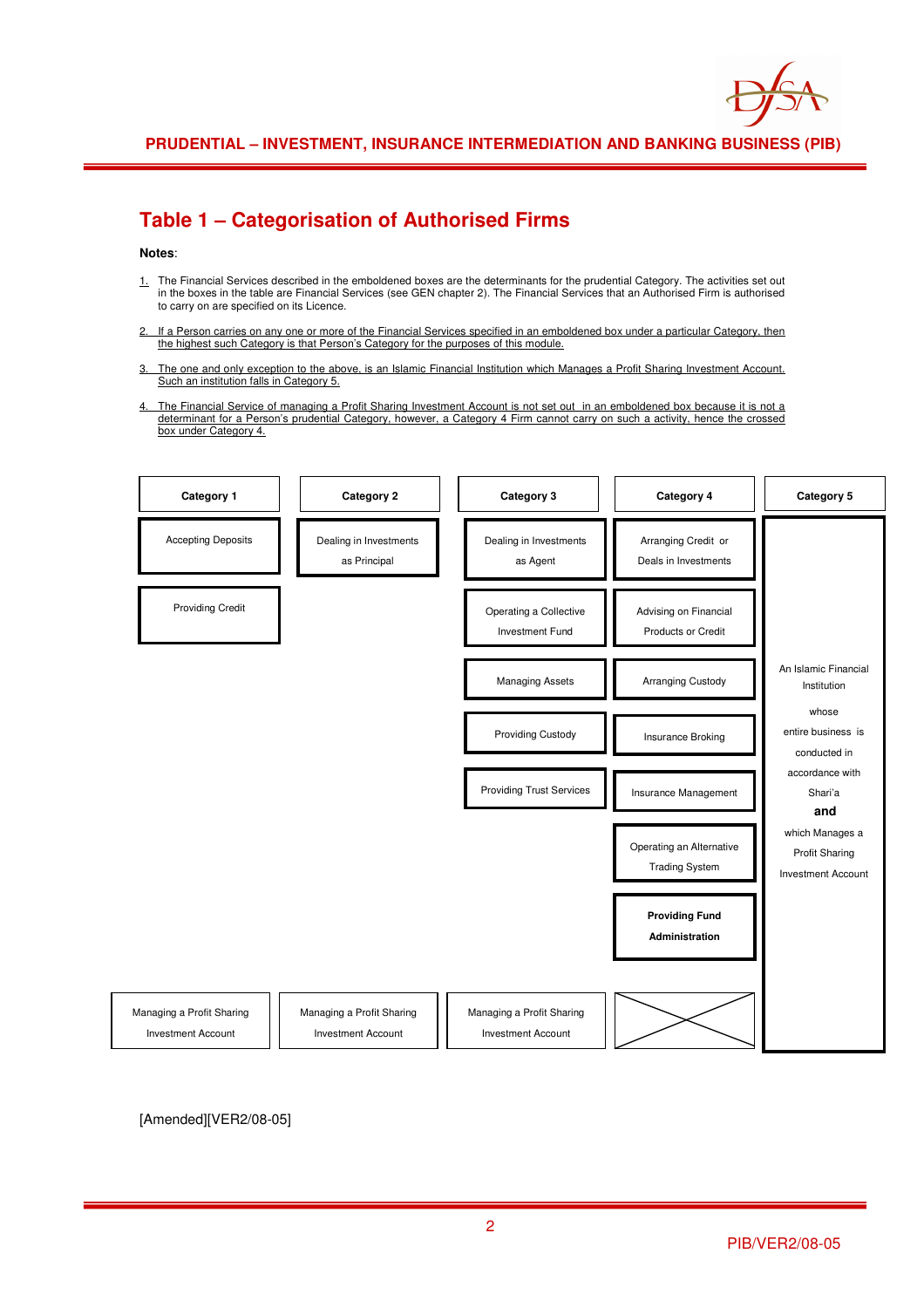# Table 1 – Categorisation of Authorised Firms

**Notes**:

1. The Financial Services described in the emboldened boxes are the determinants for the prudential Category. The activities set out in the boxes in the table are Financial Services (see GEN chapter 2). The Financial Services that an Authorised Firm is authorised to carry on are specified on its Licence.

2. If a Person carries on any one or more of the Financial Services specified in an emboldened box under a particular Category, then the highest such Category is that Person's Category for the purposes of this module.

3. The one and only exception to the above, is an Islamic Financial Institution which Manages a Profit Sharing Investment Account. Such an institution falls in Category 5.

4. The Financial Service of managing a Profit Sharing Investment Account is not set out in an emboldened box because it is not a determinant for a Person's prudential Category, however, a Category 4 Firm cannot carry on such a activity, hence the crossed box under Category 4.

| Category 1 | Category 2 | Category 3 | Category 4 | Category 5 |
|---|---|---|---|---|
| Accepting Deposits | Dealing in Investments as Principal | Dealing in Investments as Agent | Arranging Credit or Deals in Investments | An Islamic Financial Institution whose entire business is conducted in accordance with Shari'a **and** which Manages a Profit Sharing Investment Account |
| Providing Credit | | Operating a Collective Investment Fund | Advising on Financial Products or Credit | |
| | | Managing Assets | Arranging Custody | |
| | | Providing Custody | Insurance Broking | |
| | | Providing Trust Services | Insurance Management | |
| | | | Operating an Alternative Trading System | |
| | | | **Providing Fund Administration** | |
| Managing a Profit Sharing Investment Account | Managing a Profit Sharing Investment Account | Managing a Profit Sharing Investment Account | X | |

[Amended][VER2/08-05]